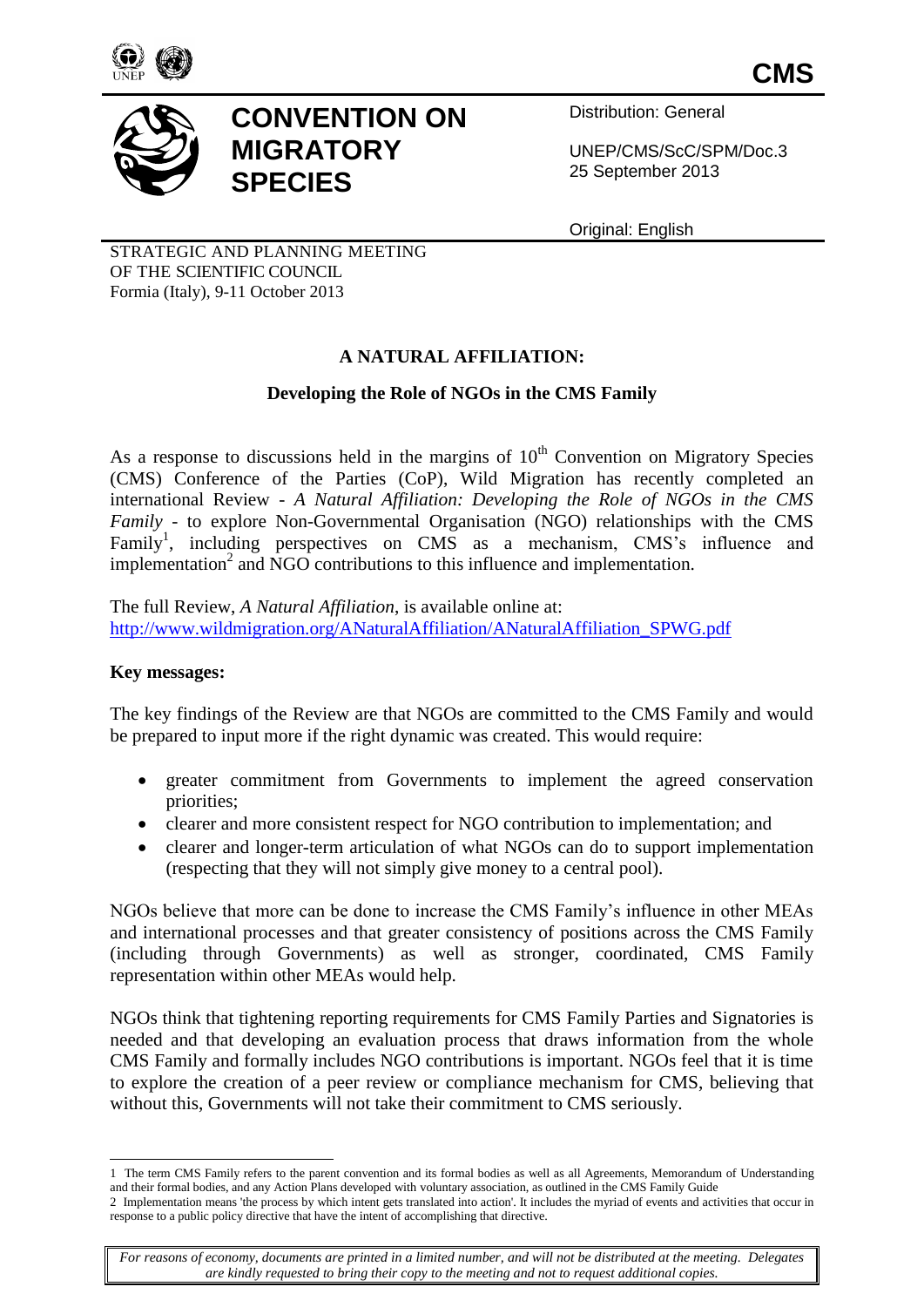# CONVENTION ON MIGRATORY SPECIES

CMS

Distribution: General

UNEP/CMS/ScC/SPM/Doc.3
25 September 2013

Original: English

STRATEGIC AND PLANNING MEETING
OF THE SCIENTIFIC COUNCIL
Formia (Italy), 9-11 October 2013

## A NATURAL AFFILIATION:

### Developing the Role of NGOs in the CMS Family

As a response to discussions held in the margins of 10th Convention on Migratory Species (CMS) Conference of the Parties (CoP), Wild Migration has recently completed an international Review - *A Natural Affiliation: Developing the Role of NGOs in the CMS Family* - to explore Non-Governmental Organisation (NGO) relationships with the CMS Family[1], including perspectives on CMS as a mechanism, CMS's influence and implementation[2] and NGO contributions to this influence and implementation.

The full Review, *A Natural Affiliation*, is available online at:
http://www.wildmigration.org/ANaturalAffiliation/ANaturalAffiliation_SPWG.pdf

**Key messages:**

The key findings of the Review are that NGOs are committed to the CMS Family and would be prepared to input more if the right dynamic was created. This would require:

- greater commitment from Governments to implement the agreed conservation priorities;
- clearer and more consistent respect for NGO contribution to implementation; and
- clearer and longer-term articulation of what NGOs can do to support implementation (respecting that they will not simply give money to a central pool).

NGOs believe that more can be done to increase the CMS Family's influence in other MEAs and international processes and that greater consistency of positions across the CMS Family (including through Governments) as well as stronger, coordinated, CMS Family representation within other MEAs would help.

NGOs think that tightening reporting requirements for CMS Family Parties and Signatories is needed and that developing an evaluation process that draws information from the whole CMS Family and formally includes NGO contributions is important. NGOs feel that it is time to explore the creation of a peer review or compliance mechanism for CMS, believing that without this, Governments will not take their commitment to CMS seriously.

1 The term CMS Family refers to the parent convention and its formal bodies as well as all Agreements, Memorandum of Understanding and their formal bodies, and any Action Plans developed with voluntary association, as outlined in the CMS Family Guide

2 Implementation means 'the process by which intent gets translated into action'. It includes the myriad of events and activities that occur in response to a public policy directive that have the intent of accomplishing that directive.

*For reasons of economy, documents are printed in a limited number, and will not be distributed at the meeting. Delegates are kindly requested to bring their copy to the meeting and not to request additional copies.*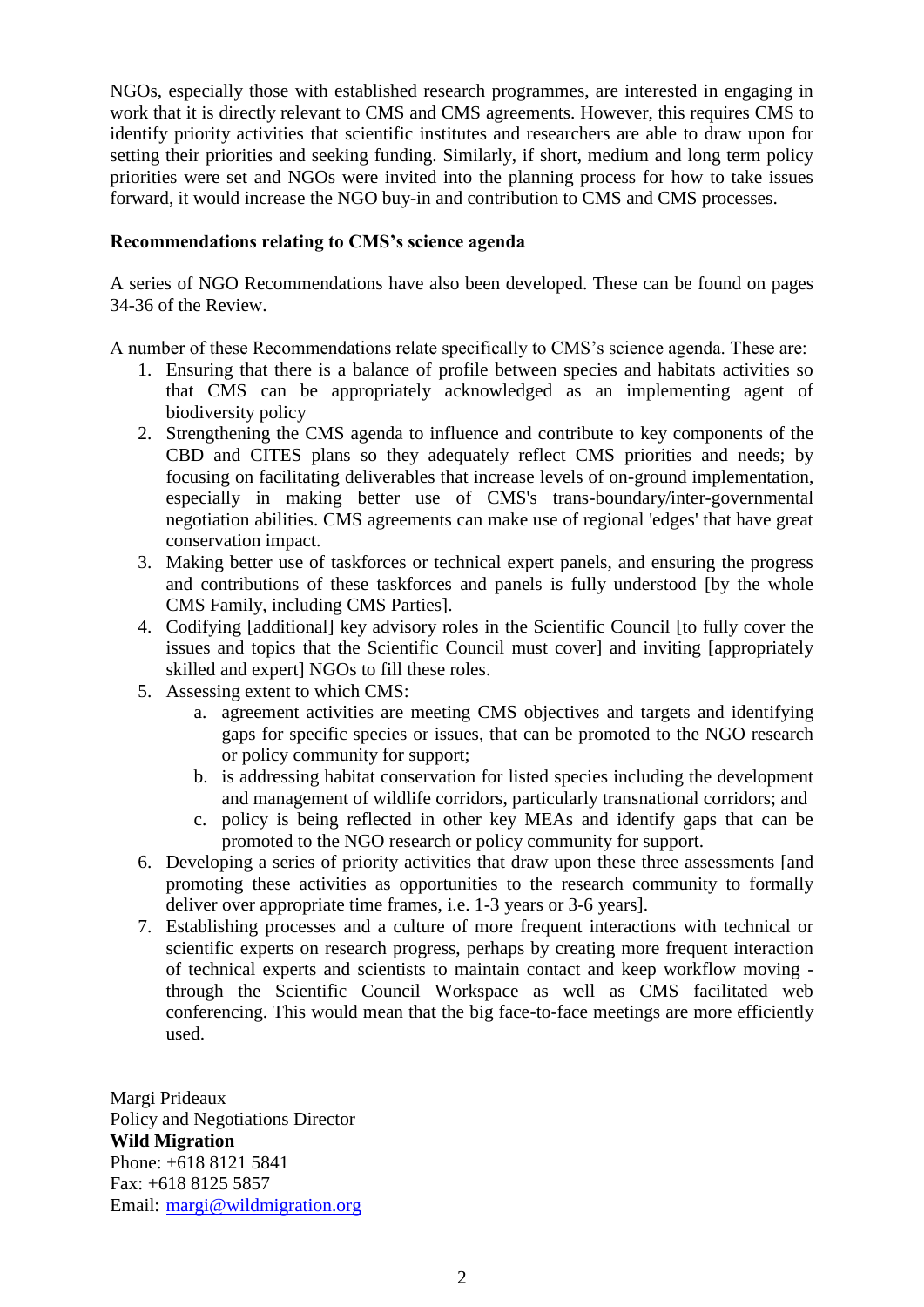NGOs, especially those with established research programmes, are interested in engaging in work that it is directly relevant to CMS and CMS agreements. However, this requires CMS to identify priority activities that scientific institutes and researchers are able to draw upon for setting their priorities and seeking funding. Similarly, if short, medium and long term policy priorities were set and NGOs were invited into the planning process for how to take issues forward, it would increase the NGO buy-in and contribution to CMS and CMS processes.

**Recommendations relating to CMS's science agenda**

A series of NGO Recommendations have also been developed. These can be found on pages 34-36 of the Review.

A number of these Recommendations relate specifically to CMS's science agenda. These are:

1. Ensuring that there is a balance of profile between species and habitats activities so that CMS can be appropriately acknowledged as an implementing agent of biodiversity policy
2. Strengthening the CMS agenda to influence and contribute to key components of the CBD and CITES plans so they adequately reflect CMS priorities and needs; by focusing on facilitating deliverables that increase levels of on-ground implementation, especially in making better use of CMS's trans-boundary/inter-governmental negotiation abilities. CMS agreements can make use of regional 'edges' that have great conservation impact.
3. Making better use of taskforces or technical expert panels, and ensuring the progress and contributions of these taskforces and panels is fully understood [by the whole CMS Family, including CMS Parties].
4. Codifying [additional] key advisory roles in the Scientific Council [to fully cover the issues and topics that the Scientific Council must cover] and inviting [appropriately skilled and expert] NGOs to fill these roles.
5. Assessing extent to which CMS:
    a. agreement activities are meeting CMS objectives and targets and identifying gaps for specific species or issues, that can be promoted to the NGO research or policy community for support;
    b. is addressing habitat conservation for listed species including the development and management of wildlife corridors, particularly transnational corridors; and
    c. policy is being reflected in other key MEAs and identify gaps that can be promoted to the NGO research or policy community for support.
6. Developing a series of priority activities that draw upon these three assessments [and promoting these activities as opportunities to the research community to formally deliver over appropriate time frames, i.e. 1-3 years or 3-6 years].
7. Establishing processes and a culture of more frequent interactions with technical or scientific experts on research progress, perhaps by creating more frequent interaction of technical experts and scientists to maintain contact and keep workflow moving - through the Scientific Council Workspace as well as CMS facilitated web conferencing. This would mean that the big face-to-face meetings are more efficiently used.

Margi Prideaux  
Policy and Negotiations Director  
**Wild Migration**  
Phone: +618 8121 5841  
Fax: +618 8125 5857  
Email: margi@wildmigration.org